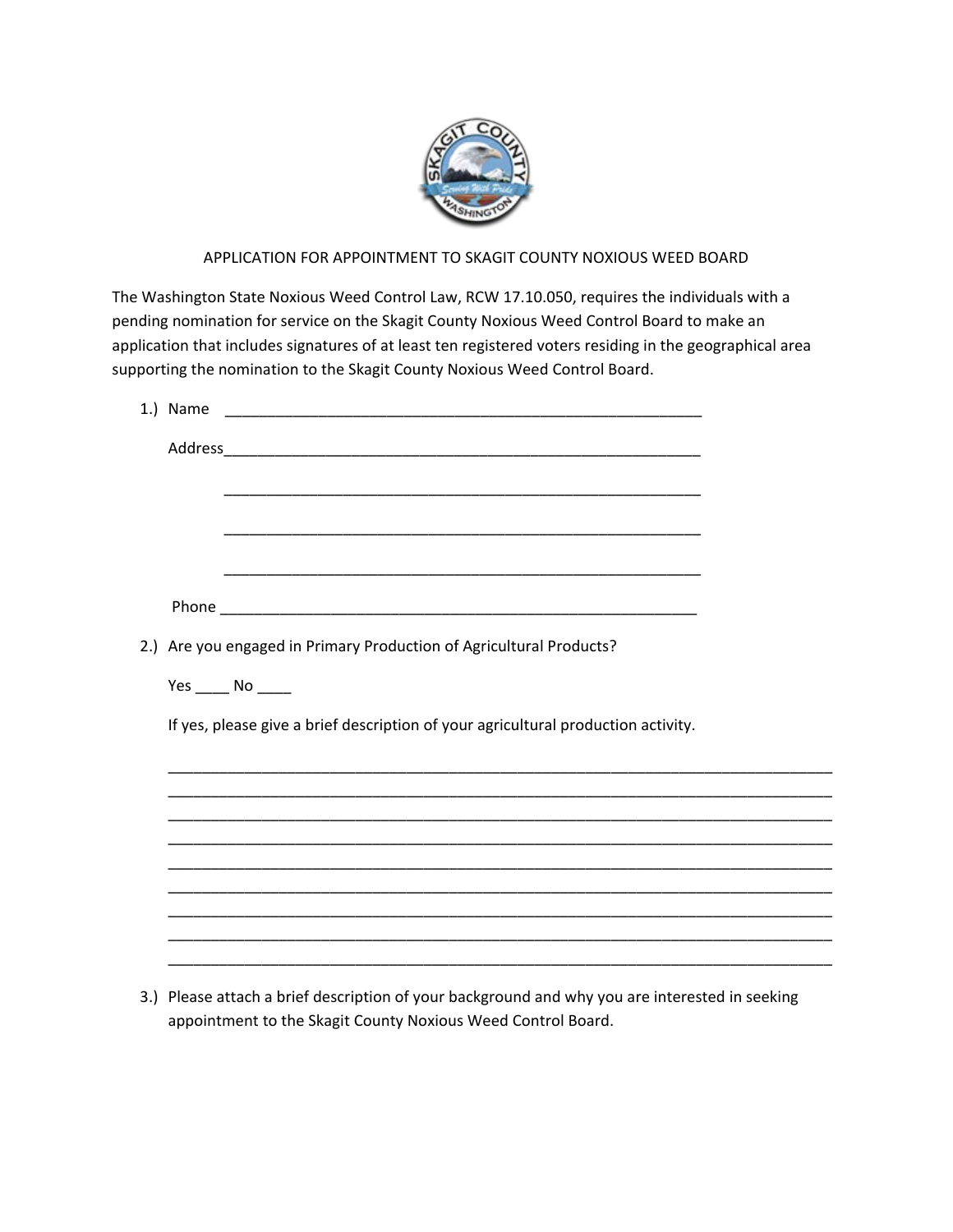APPLICATION FOR APPOINTMENT TO SKAGIT COUNTY NOXIOUS WEED BOARD

The Washington State Noxious Weed Control Law, RCW 17.10.050, requires the individuals with a pending nomination for service on the Skagit County Noxious Weed Control Board to make an application that includes signatures of at least ten registered voters residing in the geographical area supporting the nomination to the Skagit County Noxious Weed Control Board.

1.) Name ____________________________________________________________

    Address___________________________________________________________

    ___________________________________________________________

    ___________________________________________________________

    ___________________________________________________________

    Phone ____________________________________________________________

2.) Are you engaged in Primary Production of Agricultural Products?

    Yes ____ No ____

    If yes, please give a brief description of your agricultural production activity.

    ________________________________________________________________________________
    ________________________________________________________________________________
    ________________________________________________________________________________
    ________________________________________________________________________________
    ________________________________________________________________________________
    ________________________________________________________________________________
    ________________________________________________________________________________
    ________________________________________________________________________________
    ________________________________________________________________________________

3.) Please attach a brief description of your background and why you are interested in seeking appointment to the Skagit County Noxious Weed Control Board.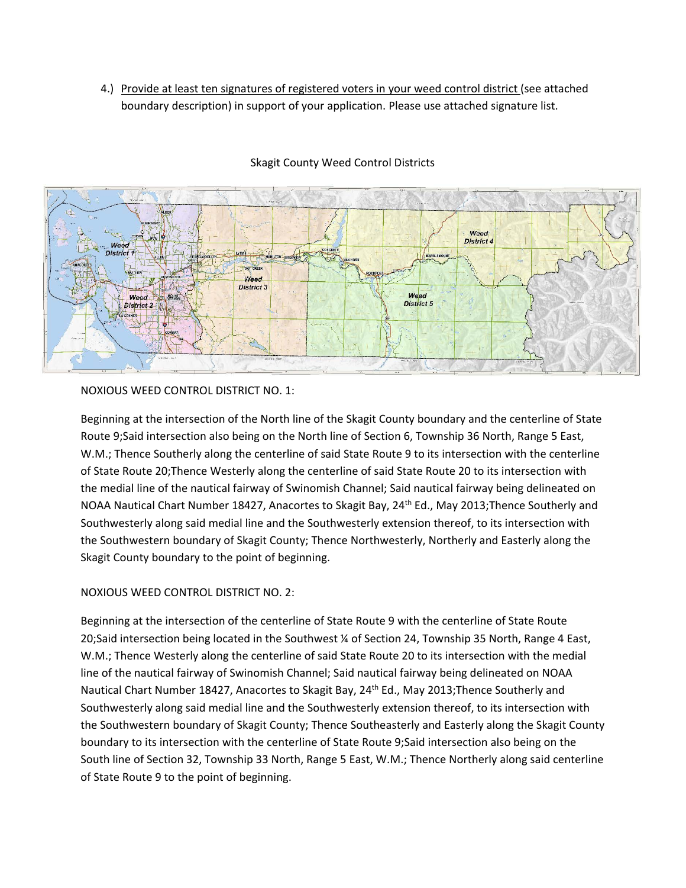4.) <u>Provide at least ten signatures of registered voters in your weed control district</u> (see attached boundary description) in support of your application. Please use attached signature list.

Skagit County Weed Control Districts

NOXIOUS WEED CONTROL DISTRICT NO. 1:

Beginning at the intersection of the North line of the Skagit County boundary and the centerline of State Route 9;Said intersection also being on the North line of Section 6, Township 36 North, Range 5 East, W.M.; Thence Southerly along the centerline of said State Route 9 to its intersection with the centerline of State Route 20;Thence Westerly along the centerline of said State Route 20 to its intersection with the medial line of the nautical fairway of Swinomish Channel; Said nautical fairway being delineated on NOAA Nautical Chart Number 18427, Anacortes to Skagit Bay, 24th Ed., May 2013;Thence Southerly and Southwesterly along said medial line and the Southwesterly extension thereof, to its intersection with the Southwestern boundary of Skagit County; Thence Northwesterly, Northerly and Easterly along the Skagit County boundary to the point of beginning.

NOXIOUS WEED CONTROL DISTRICT NO. 2:

Beginning at the intersection of the centerline of State Route 9 with the centerline of State Route 20;Said intersection being located in the Southwest ¼ of Section 24, Township 35 North, Range 4 East, W.M.; Thence Westerly along the centerline of said State Route 20 to its intersection with the medial line of the nautical fairway of Swinomish Channel; Said nautical fairway being delineated on NOAA Nautical Chart Number 18427, Anacortes to Skagit Bay, 24th Ed., May 2013;Thence Southerly and Southwesterly along said medial line and the Southwesterly extension thereof, to its intersection with the Southwestern boundary of Skagit County; Thence Southeasterly and Easterly along the Skagit County boundary to its intersection with the centerline of State Route 9;Said intersection also being on the South line of Section 32, Township 33 North, Range 5 East, W.M.; Thence Northerly along said centerline of State Route 9 to the point of beginning.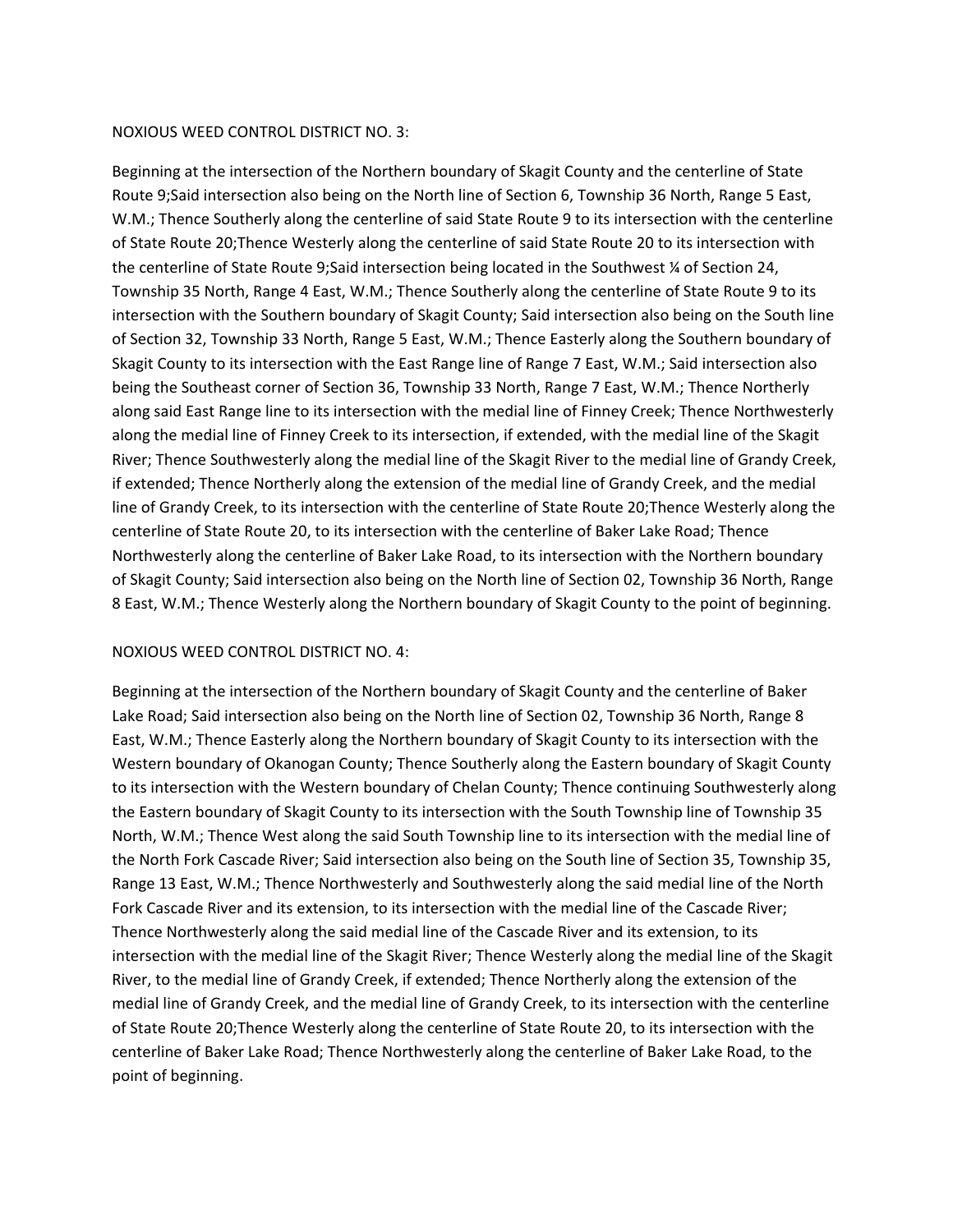NOXIOUS WEED CONTROL DISTRICT NO. 3:

Beginning at the intersection of the Northern boundary of Skagit County and the centerline of State Route 9;Said intersection also being on the North line of Section 6, Township 36 North, Range 5 East, W.M.; Thence Southerly along the centerline of said State Route 9 to its intersection with the centerline of State Route 20;Thence Westerly along the centerline of said State Route 20 to its intersection with the centerline of State Route 9;Said intersection being located in the Southwest ¼ of Section 24, Township 35 North, Range 4 East, W.M.; Thence Southerly along the centerline of State Route 9 to its intersection with the Southern boundary of Skagit County; Said intersection also being on the South line of Section 32, Township 33 North, Range 5 East, W.M.; Thence Easterly along the Southern boundary of Skagit County to its intersection with the East Range line of Range 7 East, W.M.; Said intersection also being the Southeast corner of Section 36, Township 33 North, Range 7 East, W.M.; Thence Northerly along said East Range line to its intersection with the medial line of Finney Creek; Thence Northwesterly along the medial line of Finney Creek to its intersection, if extended, with the medial line of the Skagit River; Thence Southwesterly along the medial line of the Skagit River to the medial line of Grandy Creek, if extended; Thence Northerly along the extension of the medial line of Grandy Creek, and the medial line of Grandy Creek, to its intersection with the centerline of State Route 20;Thence Westerly along the centerline of State Route 20, to its intersection with the centerline of Baker Lake Road; Thence Northwesterly along the centerline of Baker Lake Road, to its intersection with the Northern boundary of Skagit County; Said intersection also being on the North line of Section 02, Township 36 North, Range 8 East, W.M.; Thence Westerly along the Northern boundary of Skagit County to the point of beginning.

NOXIOUS WEED CONTROL DISTRICT NO. 4:

Beginning at the intersection of the Northern boundary of Skagit County and the centerline of Baker Lake Road; Said intersection also being on the North line of Section 02, Township 36 North, Range 8 East, W.M.; Thence Easterly along the Northern boundary of Skagit County to its intersection with the Western boundary of Okanogan County; Thence Southerly along the Eastern boundary of Skagit County to its intersection with the Western boundary of Chelan County; Thence continuing Southwesterly along the Eastern boundary of Skagit County to its intersection with the South Township line of Township 35 North, W.M.; Thence West along the said South Township line to its intersection with the medial line of the North Fork Cascade River; Said intersection also being on the South line of Section 35, Township 35, Range 13 East, W.M.; Thence Northwesterly and Southwesterly along the said medial line of the North Fork Cascade River and its extension, to its intersection with the medial line of the Cascade River; Thence Northwesterly along the said medial line of the Cascade River and its extension, to its intersection with the medial line of the Skagit River; Thence Westerly along the medial line of the Skagit River, to the medial line of Grandy Creek, if extended; Thence Northerly along the extension of the medial line of Grandy Creek, and the medial line of Grandy Creek, to its intersection with the centerline of State Route 20;Thence Westerly along the centerline of State Route 20, to its intersection with the centerline of Baker Lake Road; Thence Northwesterly along the centerline of Baker Lake Road, to the point of beginning.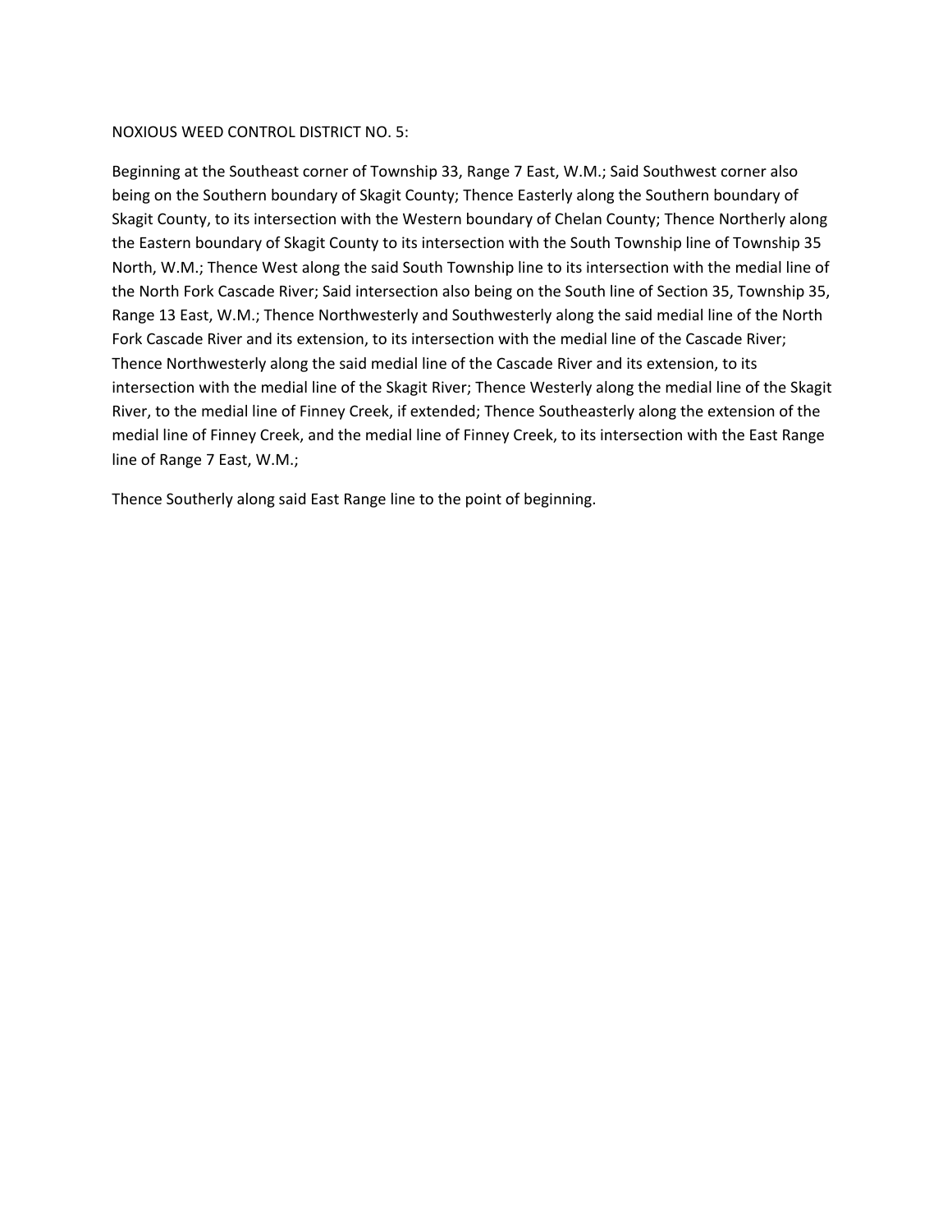NOXIOUS WEED CONTROL DISTRICT NO. 5:

Beginning at the Southeast corner of Township 33, Range 7 East, W.M.; Said Southwest corner also being on the Southern boundary of Skagit County; Thence Easterly along the Southern boundary of Skagit County, to its intersection with the Western boundary of Chelan County; Thence Northerly along the Eastern boundary of Skagit County to its intersection with the South Township line of Township 35 North, W.M.; Thence West along the said South Township line to its intersection with the medial line of the North Fork Cascade River; Said intersection also being on the South line of Section 35, Township 35, Range 13 East, W.M.; Thence Northwesterly and Southwesterly along the said medial line of the North Fork Cascade River and its extension, to its intersection with the medial line of the Cascade River; Thence Northwesterly along the said medial line of the Cascade River and its extension, to its intersection with the medial line of the Skagit River; Thence Westerly along the medial line of the Skagit River, to the medial line of Finney Creek, if extended; Thence Southeasterly along the extension of the medial line of Finney Creek, and the medial line of Finney Creek, to its intersection with the East Range line of Range 7 East, W.M.;

Thence Southerly along said East Range line to the point of beginning.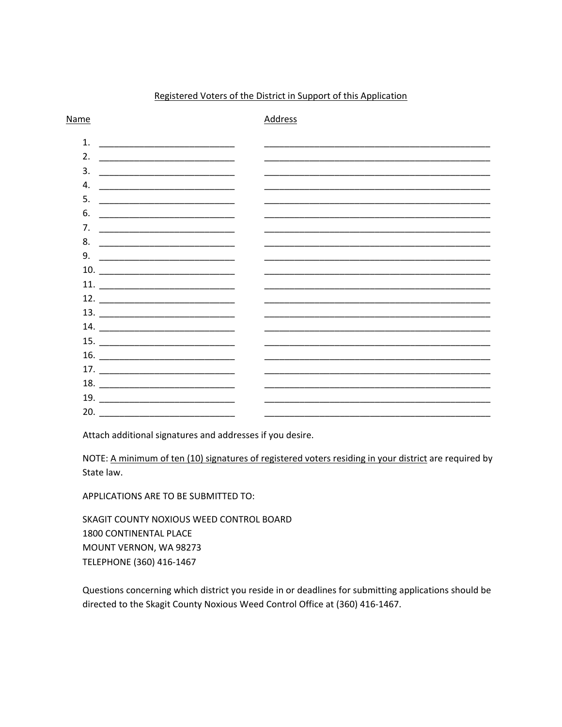Registered Voters of the District in Support of this Application

| Name | Address |
|---|---|
| 1. ___________________________ | _____________________________________________ |
| 2. ___________________________ | _____________________________________________ |
| 3. ___________________________ | _____________________________________________ |
| 4. ___________________________ | _____________________________________________ |
| 5. ___________________________ | _____________________________________________ |
| 6. ___________________________ | _____________________________________________ |
| 7. ___________________________ | _____________________________________________ |
| 8. ___________________________ | _____________________________________________ |
| 9. ___________________________ | _____________________________________________ |
| 10. ___________________________ | _____________________________________________ |
| 11. ___________________________ | _____________________________________________ |
| 12. ___________________________ | _____________________________________________ |
| 13. ___________________________ | _____________________________________________ |
| 14. ___________________________ | _____________________________________________ |
| 15. ___________________________ | _____________________________________________ |
| 16. ___________________________ | _____________________________________________ |
| 17. ___________________________ | _____________________________________________ |
| 18. ___________________________ | _____________________________________________ |
| 19. ___________________________ | _____________________________________________ |
| 20. ___________________________ | _____________________________________________ |

Attach additional signatures and addresses if you desire.

NOTE: A minimum of ten (10) signatures of registered voters residing in your district are required by State law.

APPLICATIONS ARE TO BE SUBMITTED TO:

SKAGIT COUNTY NOXIOUS WEED CONTROL BOARD
1800 CONTINENTAL PLACE
MOUNT VERNON, WA 98273
TELEPHONE (360) 416-1467

Questions concerning which district you reside in or deadlines for submitting applications should be directed to the Skagit County Noxious Weed Control Office at (360) 416-1467.